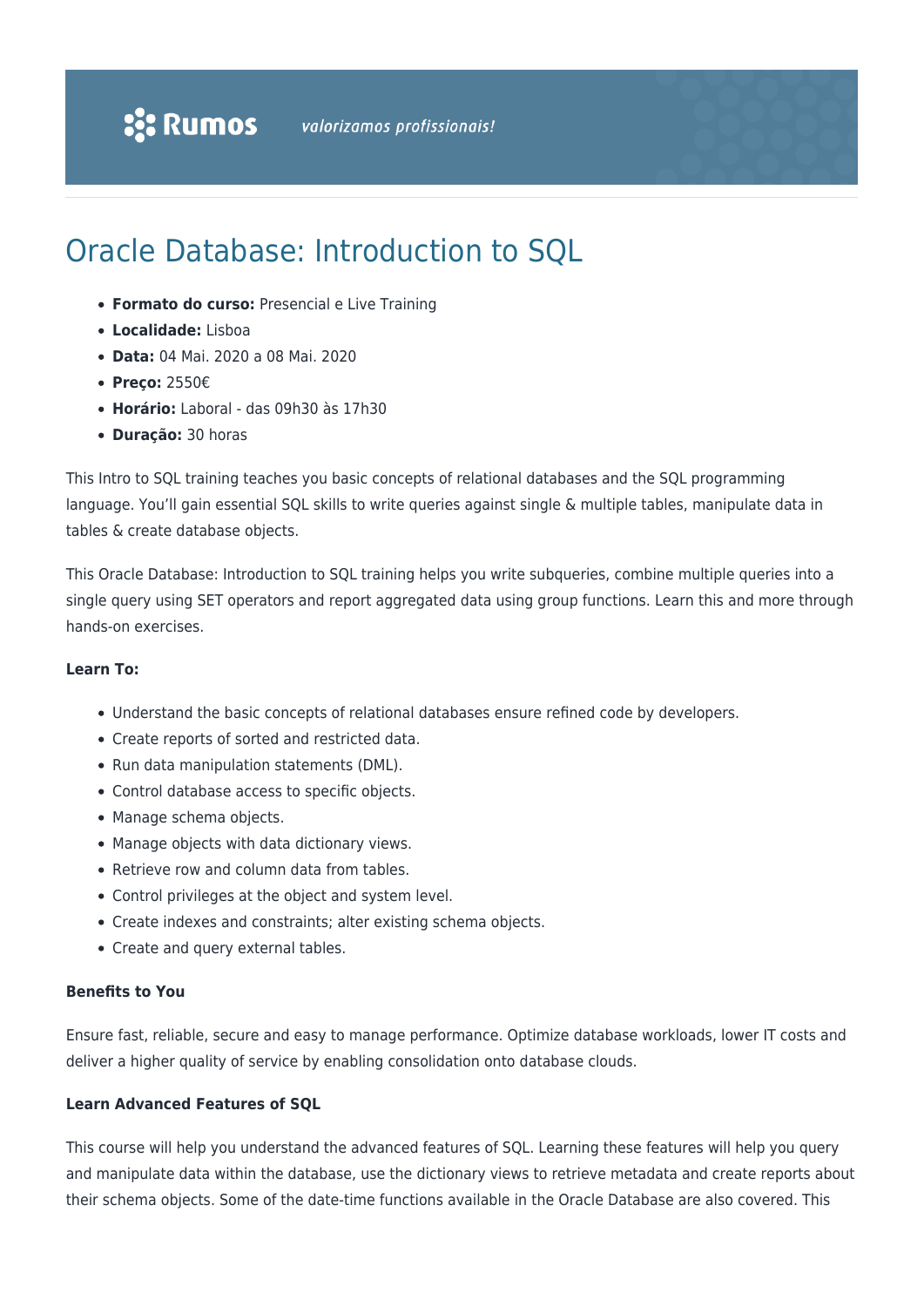Rumos *valorizamos profissionais!*

# Oracle Database: Introduction to SQL

- **Formato do curso:** Presencial e Live Training
- **Localidade:** Lisboa
- **Data:** 04 Mai. 2020 a 08 Mai. 2020
- **Preço:** 2550€
- **Horário:** Laboral - das 09h30 às 17h30
- **Duração:** 30 horas

This Intro to SQL training teaches you basic concepts of relational databases and the SQL programming language. You'll gain essential SQL skills to write queries against single & multiple tables, manipulate data in tables & create database objects.

This Oracle Database: Introduction to SQL training helps you write subqueries, combine multiple queries into a single query using SET operators and report aggregated data using group functions. Learn this and more through hands-on exercises.

**Learn To:**

- Understand the basic concepts of relational databases ensure refined code by developers.
- Create reports of sorted and restricted data.
- Run data manipulation statements (DML).
- Control database access to specific objects.
- Manage schema objects.
- Manage objects with data dictionary views.
- Retrieve row and column data from tables.
- Control privileges at the object and system level.
- Create indexes and constraints; alter existing schema objects.
- Create and query external tables.

**Benefits to You**

Ensure fast, reliable, secure and easy to manage performance. Optimize database workloads, lower IT costs and deliver a higher quality of service by enabling consolidation onto database clouds.

**Learn Advanced Features of SQL**

This course will help you understand the advanced features of SQL. Learning these features will help you query and manipulate data within the database, use the dictionary views to retrieve metadata and create reports about their schema objects. Some of the date-time functions available in the Oracle Database are also covered. This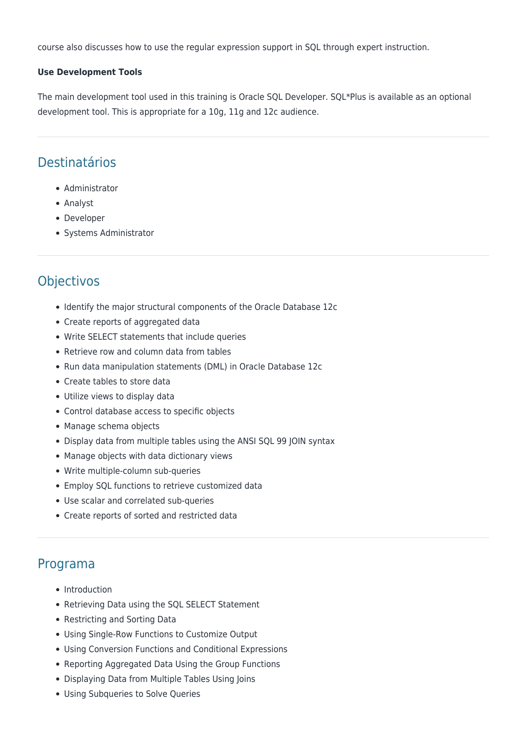course also discusses how to use the regular expression support in SQL through expert instruction.

**Use Development Tools**

The main development tool used in this training is Oracle SQL Developer. SQL*Plus is available as an optional development tool. This is appropriate for a 10g, 11g and 12c audience.

## Destinatários

- Administrator
- Analyst
- Developer
- Systems Administrator

## Objectivos

- Identify the major structural components of the Oracle Database 12c
- Create reports of aggregated data
- Write SELECT statements that include queries
- Retrieve row and column data from tables
- Run data manipulation statements (DML) in Oracle Database 12c
- Create tables to store data
- Utilize views to display data
- Control database access to specific objects
- Manage schema objects
- Display data from multiple tables using the ANSI SQL 99 JOIN syntax
- Manage objects with data dictionary views
- Write multiple-column sub-queries
- Employ SQL functions to retrieve customized data
- Use scalar and correlated sub-queries
- Create reports of sorted and restricted data

## Programa

- Introduction
- Retrieving Data using the SQL SELECT Statement
- Restricting and Sorting Data
- Using Single-Row Functions to Customize Output
- Using Conversion Functions and Conditional Expressions
- Reporting Aggregated Data Using the Group Functions
- Displaying Data from Multiple Tables Using Joins
- Using Subqueries to Solve Queries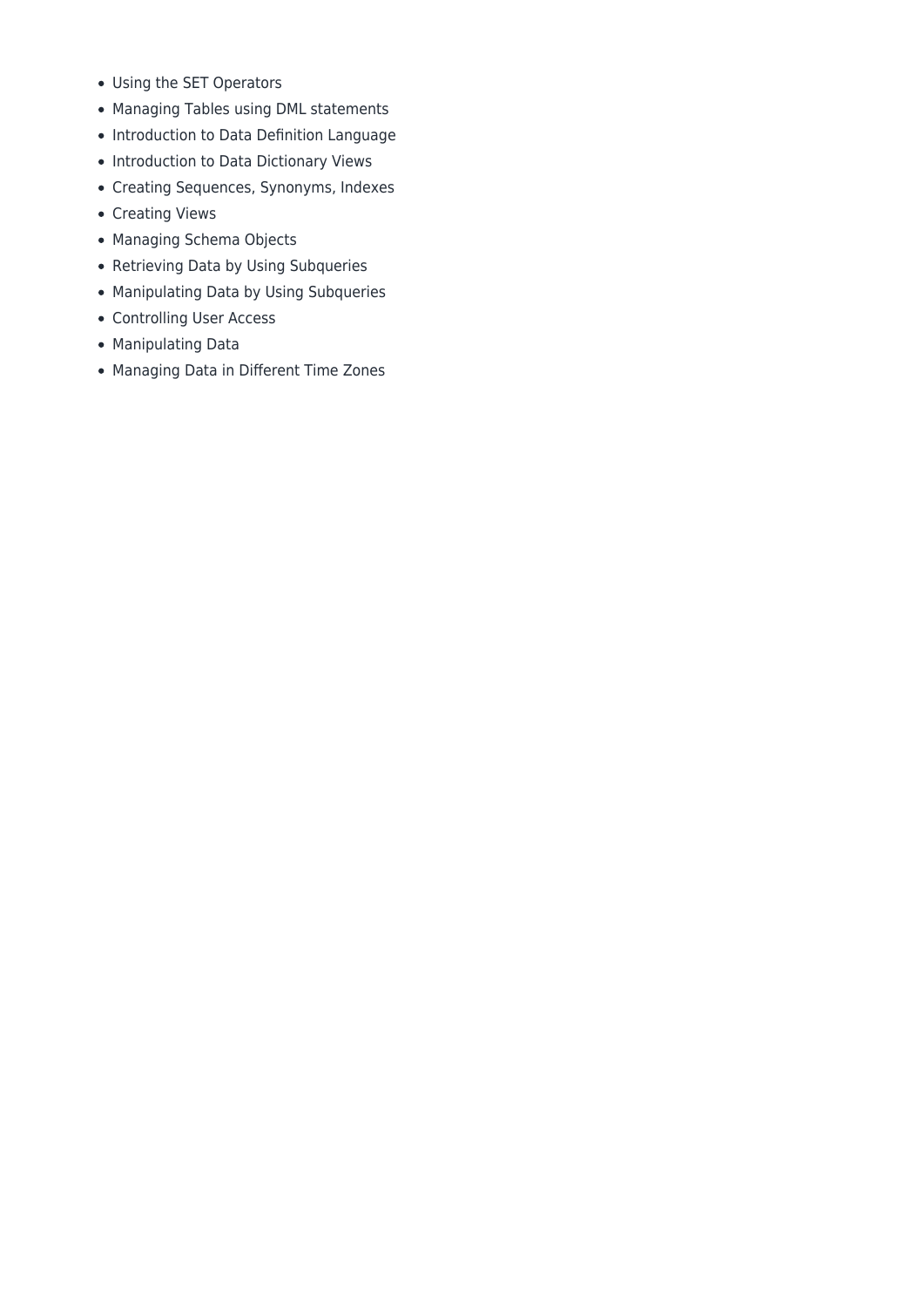- Using the SET Operators
- Managing Tables using DML statements
- Introduction to Data Definition Language
- Introduction to Data Dictionary Views
- Creating Sequences, Synonyms, Indexes
- Creating Views
- Managing Schema Objects
- Retrieving Data by Using Subqueries
- Manipulating Data by Using Subqueries
- Controlling User Access
- Manipulating Data
- Managing Data in Different Time Zones